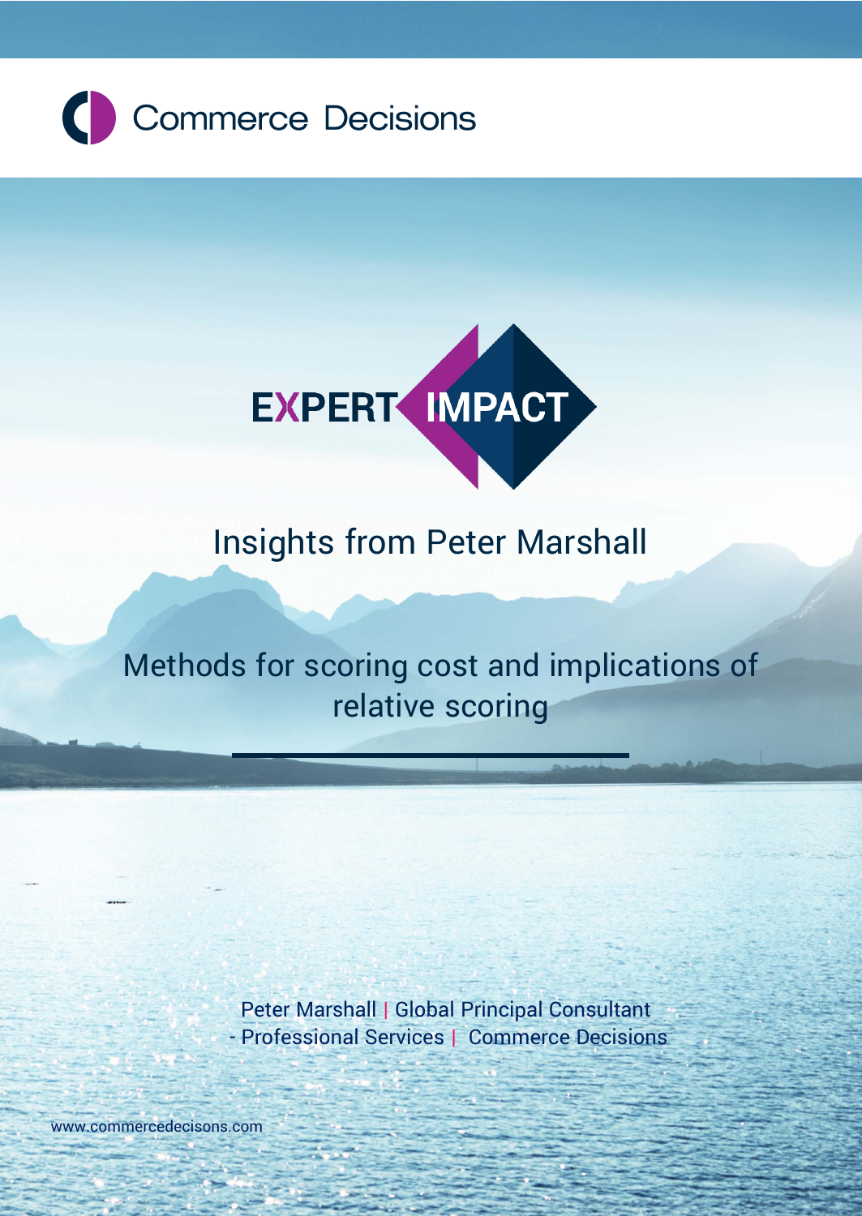Commerce Decisions

EXPERT IMPACT

## Insights from Peter Marshall

# Methods for scoring cost and implications of relative scoring

Peter Marshall | Global Principal Consultant - Professional Services | Commerce Decisions

www.commercedecisons.com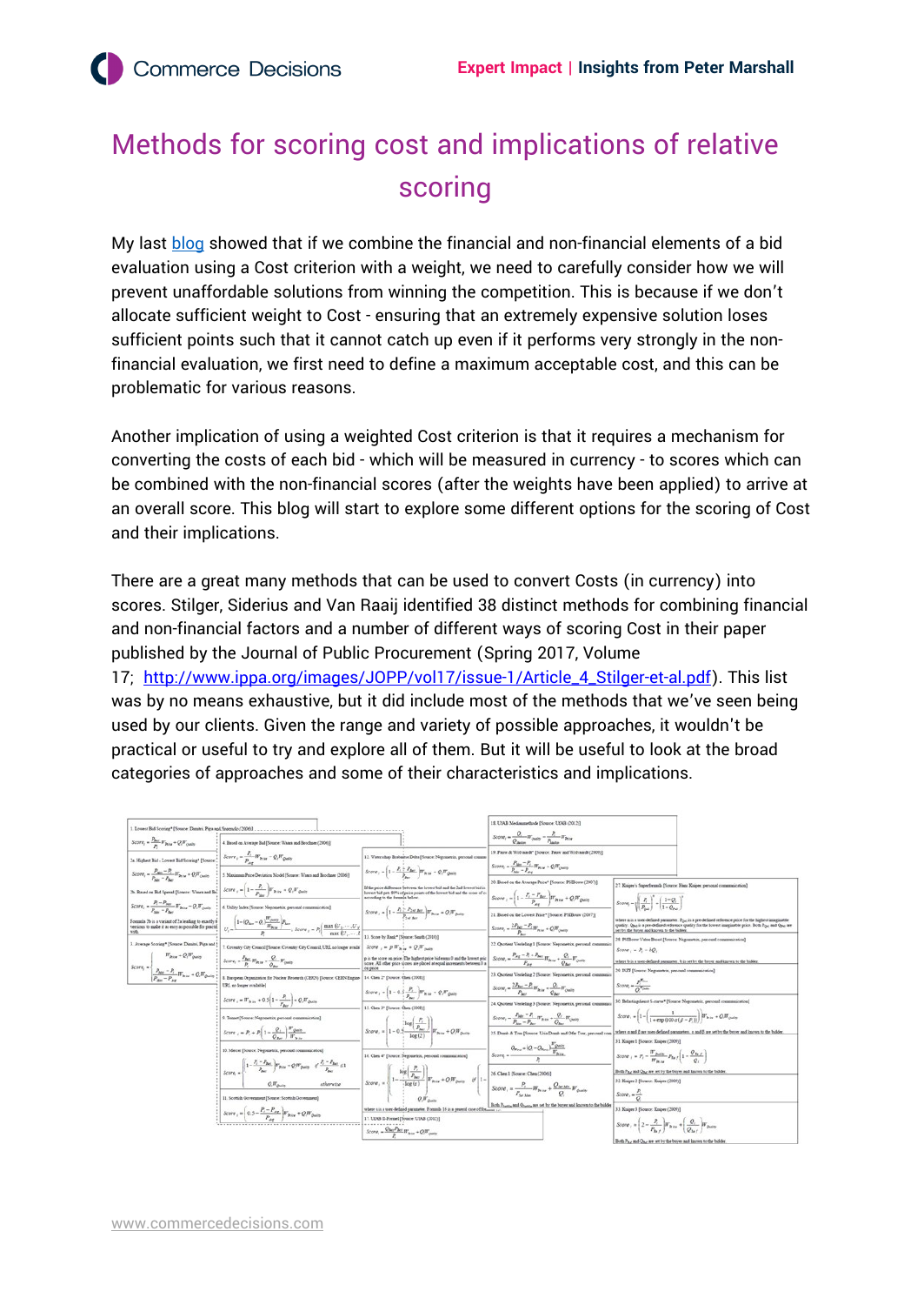# Methods for scoring cost and implications of relative scoring

My last blog showed that if we combine the financial and non-financial elements of a bid evaluation using a Cost criterion with a weight, we need to carefully consider how we will prevent unaffordable solutions from winning the competition. This is because if we don't allocate sufficient weight to Cost - ensuring that an extremely expensive solution loses sufficient points such that it cannot catch up even if it performs very strongly in the non-financial evaluation, we first need to define a maximum acceptable cost, and this can be problematic for various reasons.

Another implication of using a weighted Cost criterion is that it requires a mechanism for converting the costs of each bid - which will be measured in currency - to scores which can be combined with the non-financial scores (after the weights have been applied) to arrive at an overall score. This blog will start to explore some different options for the scoring of Cost and their implications.

There are a great many methods that can be used to convert Costs (in currency) into scores. Stilger, Siderius and Van Raaij identified 38 distinct methods for combining financial and non-financial factors and a number of different ways of scoring Cost in their paper published by the Journal of Public Procurement (Spring 2017, Volume 17; http://www.ippa.org/images/JOPP/vol17/issue-1/Article_4_Stilger-et-al.pdf). This list was by no means exhaustive, but it did include most of the methods that we've seen being used by our clients. Given the range and variety of possible approaches, it wouldn't be practical or useful to try and explore all of them. But it will be useful to look at the broad categories of approaches and some of their characteristics and implications.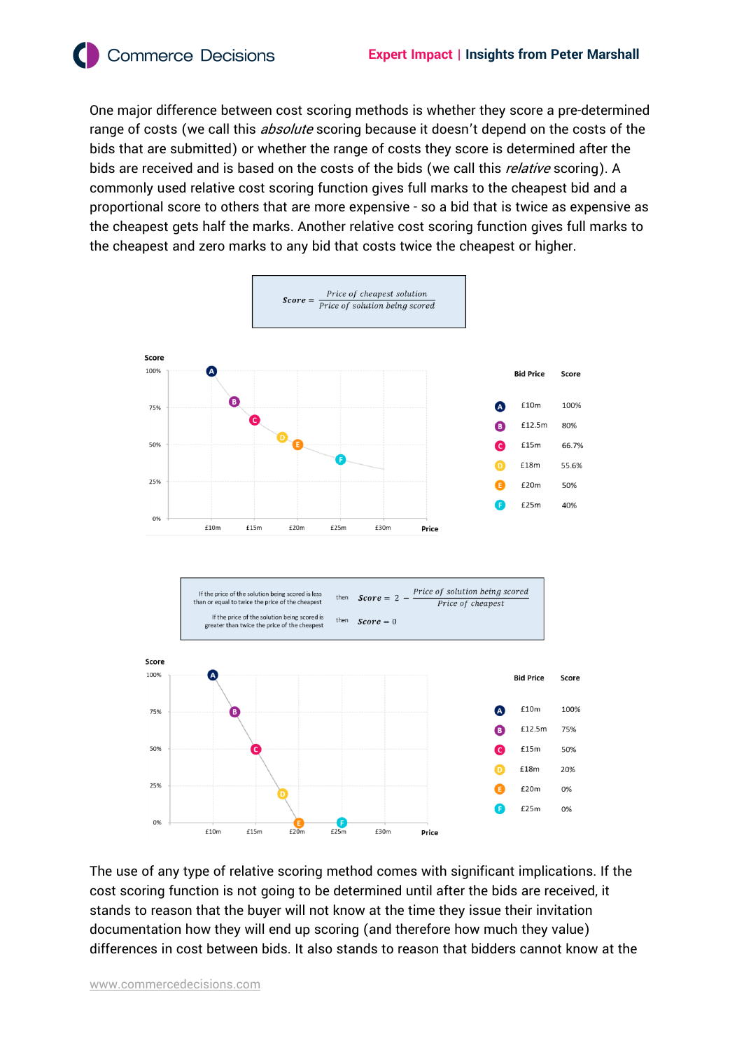One major difference between cost scoring methods is whether they score a pre-determined range of costs (we call this *absolute* scoring because it doesn't depend on the costs of the bids that are submitted) or whether the range of costs they score is determined after the bids are received and is based on the costs of the bids (we call this *relative* scoring). A commonly used relative cost scoring function gives full marks to the cheapest bid and a proportional score to others that are more expensive - so a bid that is twice as expensive as the cheapest gets half the marks. Another relative cost scoring function gives full marks to the cheapest and zero marks to any bid that costs twice the cheapest or higher.

$$Score = \frac{Price\ of\ cheapest\ solution}{Price\ of\ solution\ being\ scored}$$

| | Bid Price | Score |
|---|---|---|
| A | £10m | 100% |
| B | £12.5m | 80% |
| C | £15m | 66.7% |
| D | £18m | 55.6% |
| E | £20m | 50% |
| F | £25m | 40% |

| Condition | | |
|---|---|---|
| If the price of the solution being scored is less than or equal to twice the price of the cheapest | then | $Score = 2 - \frac{Price\ of\ solution\ being\ scored}{Price\ of\ cheapest}$ |
| If the price of the solution being scored is greater than twice the price of the cheapest | then | $Score = 0$ |

| | Bid Price | Score |
|---|---|---|
| A | £10m | 100% |
| B | £12.5m | 75% |
| C | £15m | 50% |
| D | £18m | 20% |
| E | £20m | 0% |
| F | £25m | 0% |

The use of any type of relative scoring method comes with significant implications. If the cost scoring function is not going to be determined until after the bids are received, it stands to reason that the buyer will not know at the time they issue their invitation documentation how they will end up scoring (and therefore how much they value) differences in cost between bids. It also stands to reason that bidders cannot know at the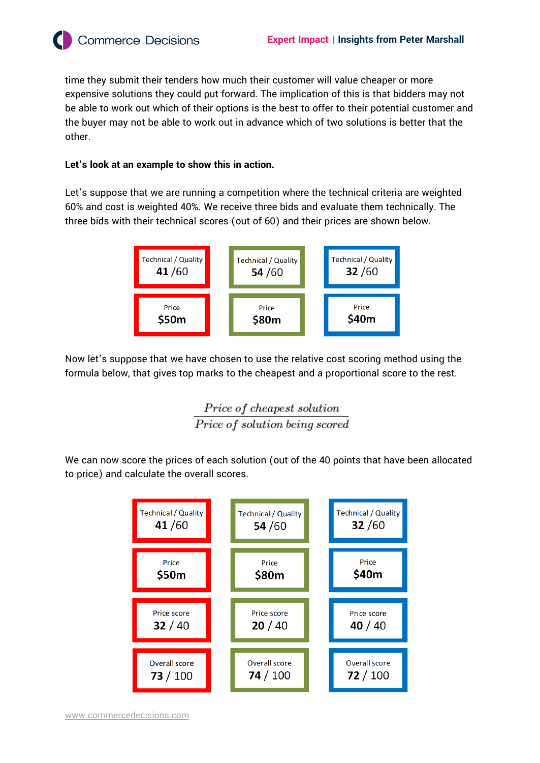time they submit their tenders how much their customer will value cheaper or more expensive solutions they could put forward. The implication of this is that bidders may not be able to work out which of their options is the best to offer to their potential customer and the buyer may not be able to work out in advance which of two solutions is better that the other.

**Let's look at an example to show this in action.**

Let's suppose that we are running a competition where the technical criteria are weighted 60% and cost is weighted 40%. We receive three bids and evaluate them technically. The three bids with their technical scores (out of 60) and their prices are shown below.

| Technical / Quality | Technical / Quality | Technical / Quality |
|---|---|---|
| **41** /60 | **54** /60 | **32** /60 |
| Price **$50m** | Price **$80m** | Price **$40m** |

Now let's suppose that we have chosen to use the relative cost scoring method using the formula below, that gives top marks to the cheapest and a proportional score to the rest.

$$\frac{Price\ of\ cheapest\ solution}{Price\ of\ solution\ being\ scored}$$

We can now score the prices of each solution (out of the 40 points that have been allocated to price) and calculate the overall scores.

| Technical / Quality | Technical / Quality | Technical / Quality |
|---|---|---|
| **41** /60 | **54** /60 | **32** /60 |
| Price **$50m** | Price **$80m** | Price **$40m** |
| Price score **32** / 40 | Price score **20** / 40 | Price score **40** / 40 |
| Overall score **73** / 100 | Overall score **74** / 100 | Overall score **72** / 100 |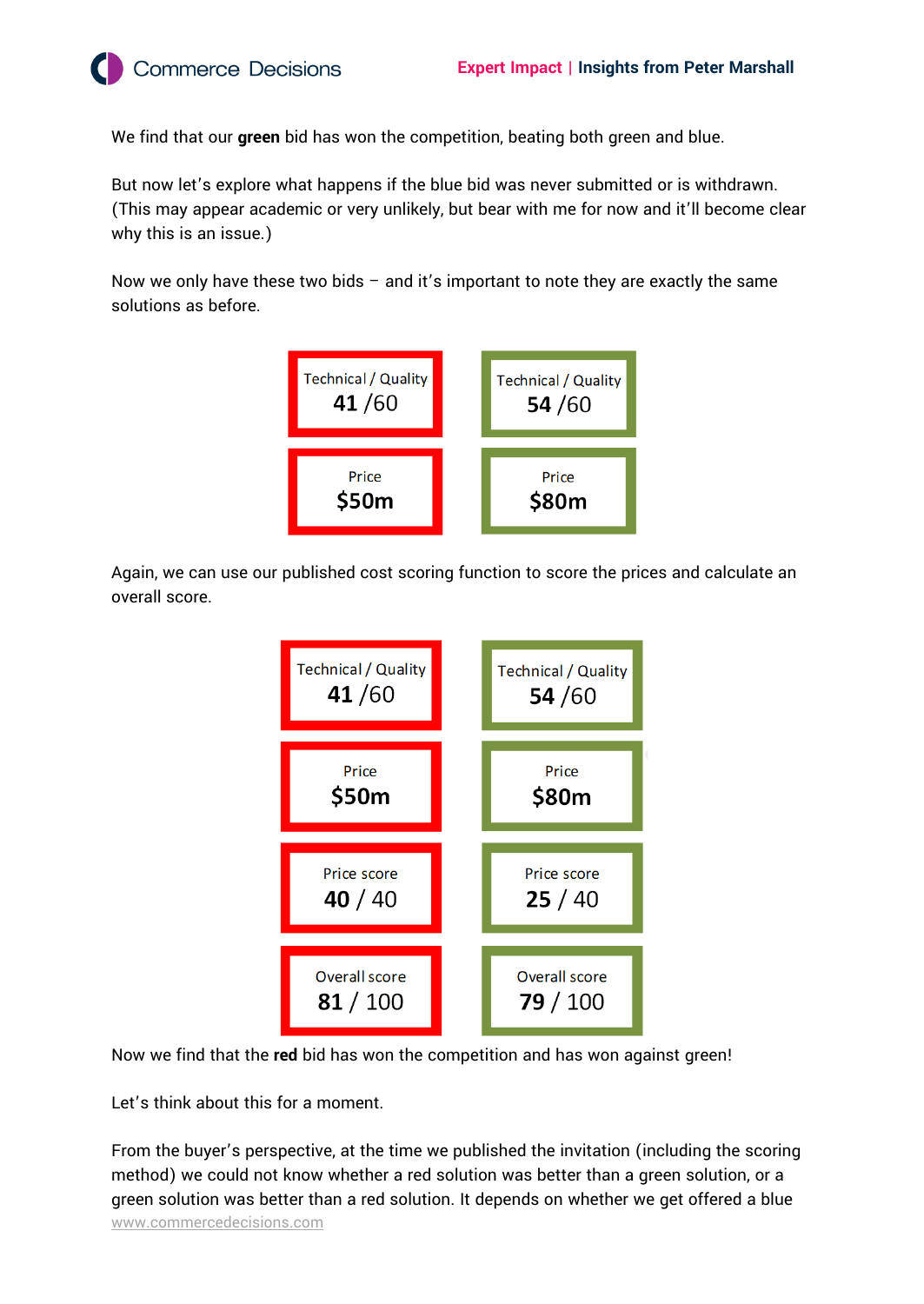We find that our **green** bid has won the competition, beating both green and blue.

But now let's explore what happens if the blue bid was never submitted or is withdrawn. (This may appear academic or very unlikely, but bear with me for now and it'll become clear why this is an issue.)

Now we only have these two bids – and it's important to note they are exactly the same solutions as before.

| Red | Green |
| --- | --- |
| Technical / Quality **41** /60 | Technical / Quality **54** /60 |
| Price **$50m** | Price **$80m** |

Again, we can use our published cost scoring function to score the prices and calculate an overall score.

| Red | Green |
| --- | --- |
| Technical / Quality **41** /60 | Technical / Quality **54** /60 |
| Price **$50m** | Price **$80m** |
| Price score **40** / 40 | Price score **25** / 40 |
| Overall score **81** / 100 | Overall score **79** / 100 |

Now we find that the **red** bid has won the competition and has won against green!

Let's think about this for a moment.

From the buyer's perspective, at the time we published the invitation (including the scoring method) we could not know whether a red solution was better than a green solution, or a green solution was better than a red solution. It depends on whether we get offered a blue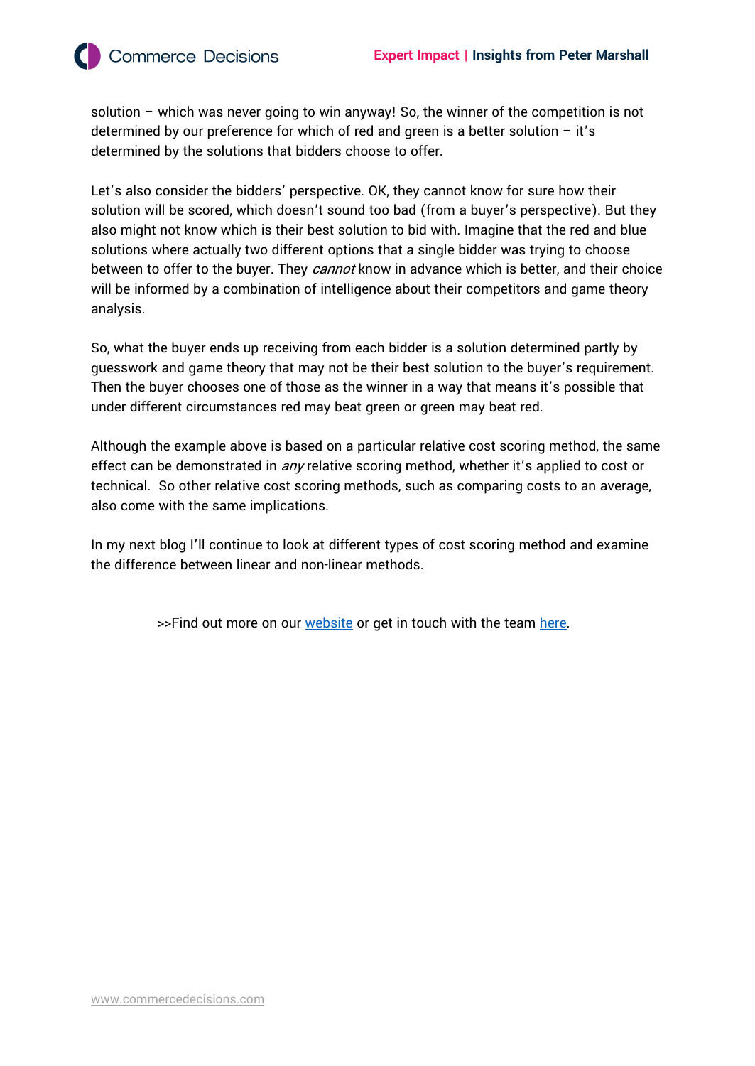solution – which was never going to win anyway! So, the winner of the competition is not determined by our preference for which of red and green is a better solution – it's determined by the solutions that bidders choose to offer.

Let's also consider the bidders' perspective. OK, they cannot know for sure how their solution will be scored, which doesn't sound too bad (from a buyer's perspective). But they also might not know which is their best solution to bid with. Imagine that the red and blue solutions where actually two different options that a single bidder was trying to choose between to offer to the buyer. They *cannot* know in advance which is better, and their choice will be informed by a combination of intelligence about their competitors and game theory analysis.

So, what the buyer ends up receiving from each bidder is a solution determined partly by guesswork and game theory that may not be their best solution to the buyer's requirement. Then the buyer chooses one of those as the winner in a way that means it's possible that under different circumstances red may beat green or green may beat red.

Although the example above is based on a particular relative cost scoring method, the same effect can be demonstrated in *any* relative scoring method, whether it's applied to cost or technical.  So other relative cost scoring methods, such as comparing costs to an average, also come with the same implications.

In my next blog I'll continue to look at different types of cost scoring method and examine the difference between linear and non-linear methods.

>>Find out more on our website or get in touch with the team here.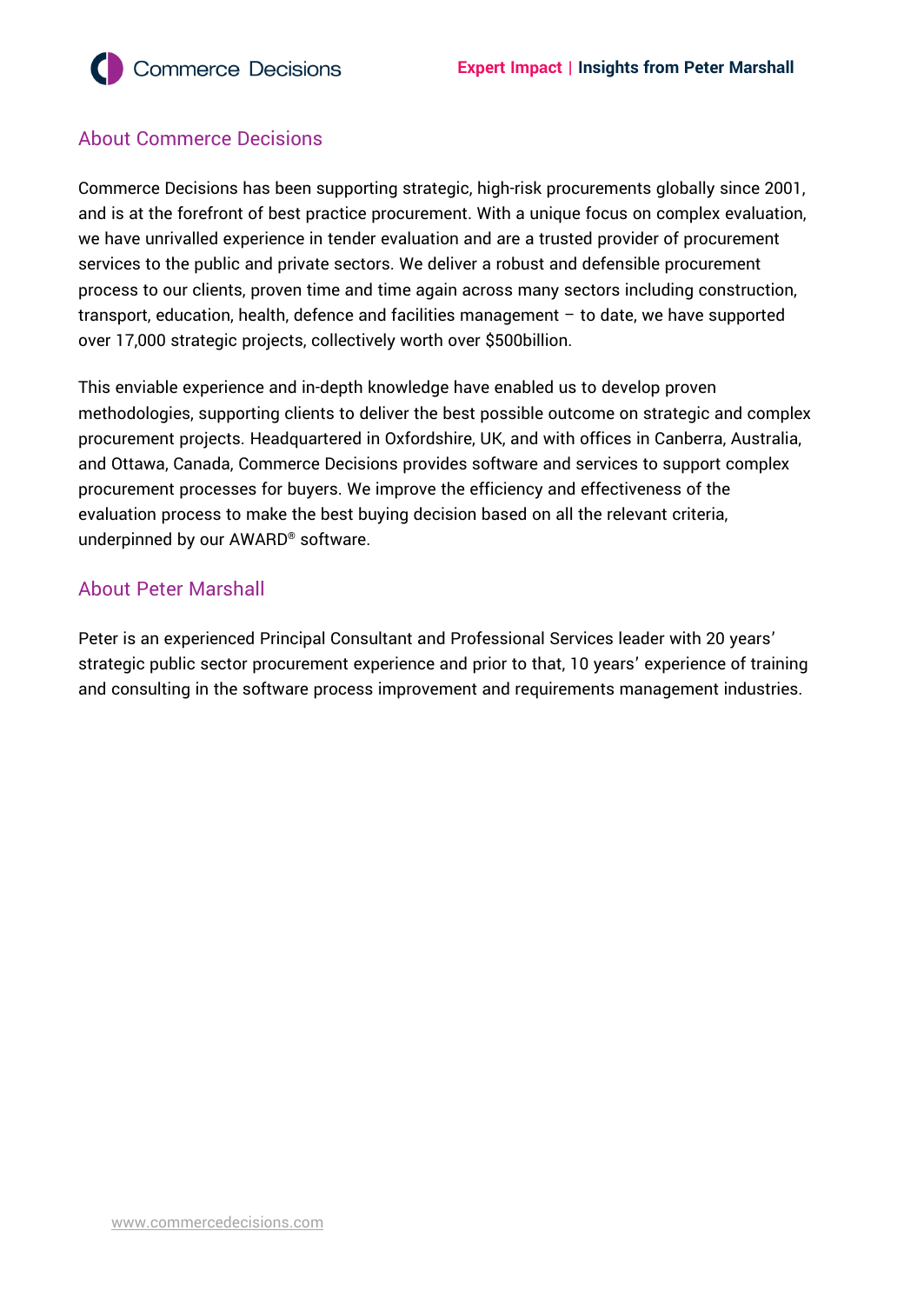## About Commerce Decisions

Commerce Decisions has been supporting strategic, high-risk procurements globally since 2001, and is at the forefront of best practice procurement. With a unique focus on complex evaluation, we have unrivalled experience in tender evaluation and are a trusted provider of procurement services to the public and private sectors. We deliver a robust and defensible procurement process to our clients, proven time and time again across many sectors including construction, transport, education, health, defence and facilities management – to date, we have supported over 17,000 strategic projects, collectively worth over $500billion.

This enviable experience and in-depth knowledge have enabled us to develop proven methodologies, supporting clients to deliver the best possible outcome on strategic and complex procurement projects. Headquartered in Oxfordshire, UK, and with offices in Canberra, Australia, and Ottawa, Canada, Commerce Decisions provides software and services to support complex procurement processes for buyers. We improve the efficiency and effectiveness of the evaluation process to make the best buying decision based on all the relevant criteria, underpinned by our AWARD® software.

## About Peter Marshall

Peter is an experienced Principal Consultant and Professional Services leader with 20 years' strategic public sector procurement experience and prior to that, 10 years' experience of training and consulting in the software process improvement and requirements management industries.